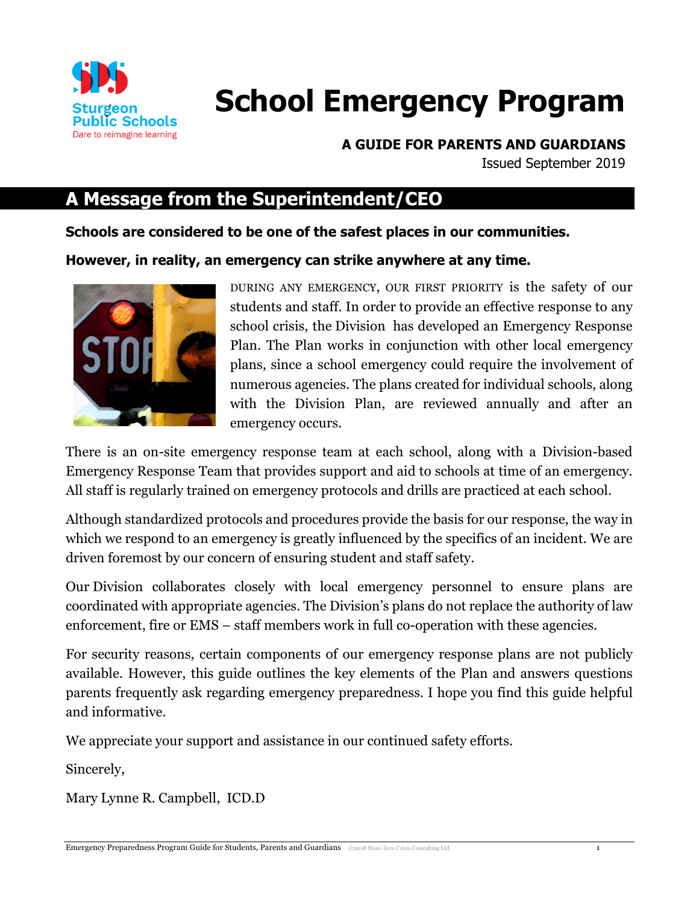# School Emergency Program

**A GUIDE FOR PARENTS AND GUARDIANS**

Issued September 2019

## A Message from the Superintendent/CEO

**Schools are considered to be one of the safest places in our communities.**

**However, in reality, an emergency can strike anywhere at any time.**

DURING ANY EMERGENCY, OUR FIRST PRIORITY is the safety of our students and staff. In order to provide an effective response to any school crisis, the Division has developed an Emergency Response Plan. The Plan works in conjunction with other local emergency plans, since a school emergency could require the involvement of numerous agencies. The plans created for individual schools, along with the Division Plan, are reviewed annually and after an emergency occurs.

There is an on-site emergency response team at each school, along with a Division-based Emergency Response Team that provides support and aid to schools at time of an emergency. All staff is regularly trained on emergency protocols and drills are practiced at each school.

Although standardized protocols and procedures provide the basis for our response, the way in which we respond to an emergency is greatly influenced by the specifics of an incident. We are driven foremost by our concern of ensuring student and staff safety.

Our Division collaborates closely with local emergency personnel to ensure plans are coordinated with appropriate agencies. The Division's plans do not replace the authority of law enforcement, fire or EMS – staff members work in full co-operation with these agencies.

For security reasons, certain components of our emergency response plans are not publicly available. However, this guide outlines the key elements of the Plan and answers questions parents frequently ask regarding emergency preparedness. I hope you find this guide helpful and informative.

We appreciate your support and assistance in our continued safety efforts.

Sincerely,

Mary Lynne R. Campbell, ICD.D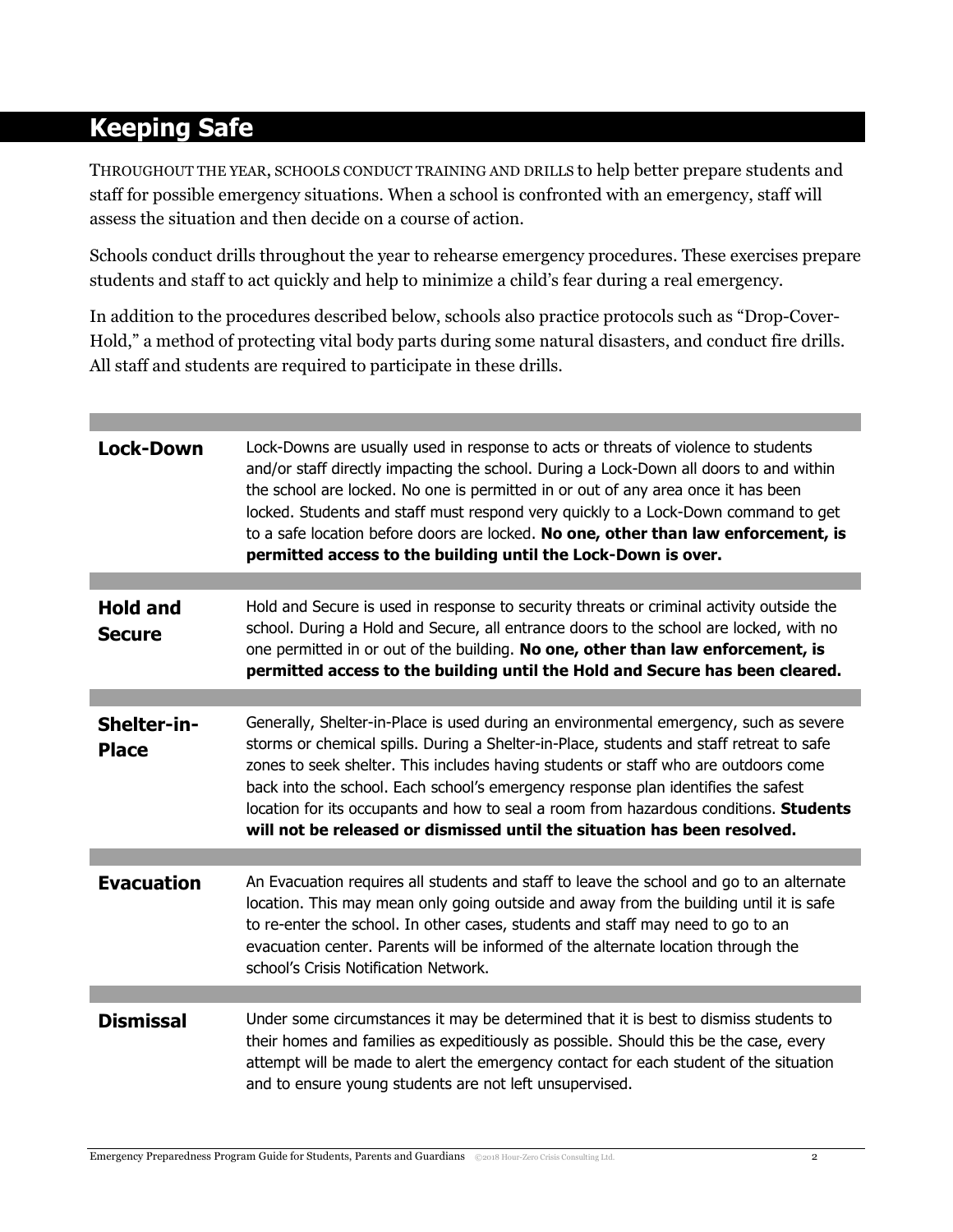## Keeping Safe

THROUGHOUT THE YEAR, SCHOOLS CONDUCT TRAINING AND DRILLS to help better prepare students and staff for possible emergency situations. When a school is confronted with an emergency, staff will assess the situation and then decide on a course of action.

Schools conduct drills throughout the year to rehearse emergency procedures. These exercises prepare students and staff to act quickly and help to minimize a child's fear during a real emergency.

In addition to the procedures described below, schools also practice protocols such as "Drop-Cover-Hold," a method of protecting vital body parts during some natural disasters, and conduct fire drills. All staff and students are required to participate in these drills.

| | |
|---|---|
| **Lock-Down** | Lock-Downs are usually used in response to acts or threats of violence to students and/or staff directly impacting the school. During a Lock-Down all doors to and within the school are locked. No one is permitted in or out of any area once it has been locked. Students and staff must respond very quickly to a Lock-Down command to get to a safe location before doors are locked. **No one, other than law enforcement, is permitted access to the building until the Lock-Down is over.** |
| **Hold and Secure** | Hold and Secure is used in response to security threats or criminal activity outside the school. During a Hold and Secure, all entrance doors to the school are locked, with no one permitted in or out of the building. **No one, other than law enforcement, is permitted access to the building until the Hold and Secure has been cleared.** |
| **Shelter-in-Place** | Generally, Shelter-in-Place is used during an environmental emergency, such as severe storms or chemical spills. During a Shelter-in-Place, students and staff retreat to safe zones to seek shelter. This includes having students or staff who are outdoors come back into the school. Each school's emergency response plan identifies the safest location for its occupants and how to seal a room from hazardous conditions. **Students will not be released or dismissed until the situation has been resolved.** |
| **Evacuation** | An Evacuation requires all students and staff to leave the school and go to an alternate location. This may mean only going outside and away from the building until it is safe to re-enter the school. In other cases, students and staff may need to go to an evacuation center. Parents will be informed of the alternate location through the school's Crisis Notification Network. |
| **Dismissal** | Under some circumstances it may be determined that it is best to dismiss students to their homes and families as expeditiously as possible. Should this be the case, every attempt will be made to alert the emergency contact for each student of the situation and to ensure young students are not left unsupervised. |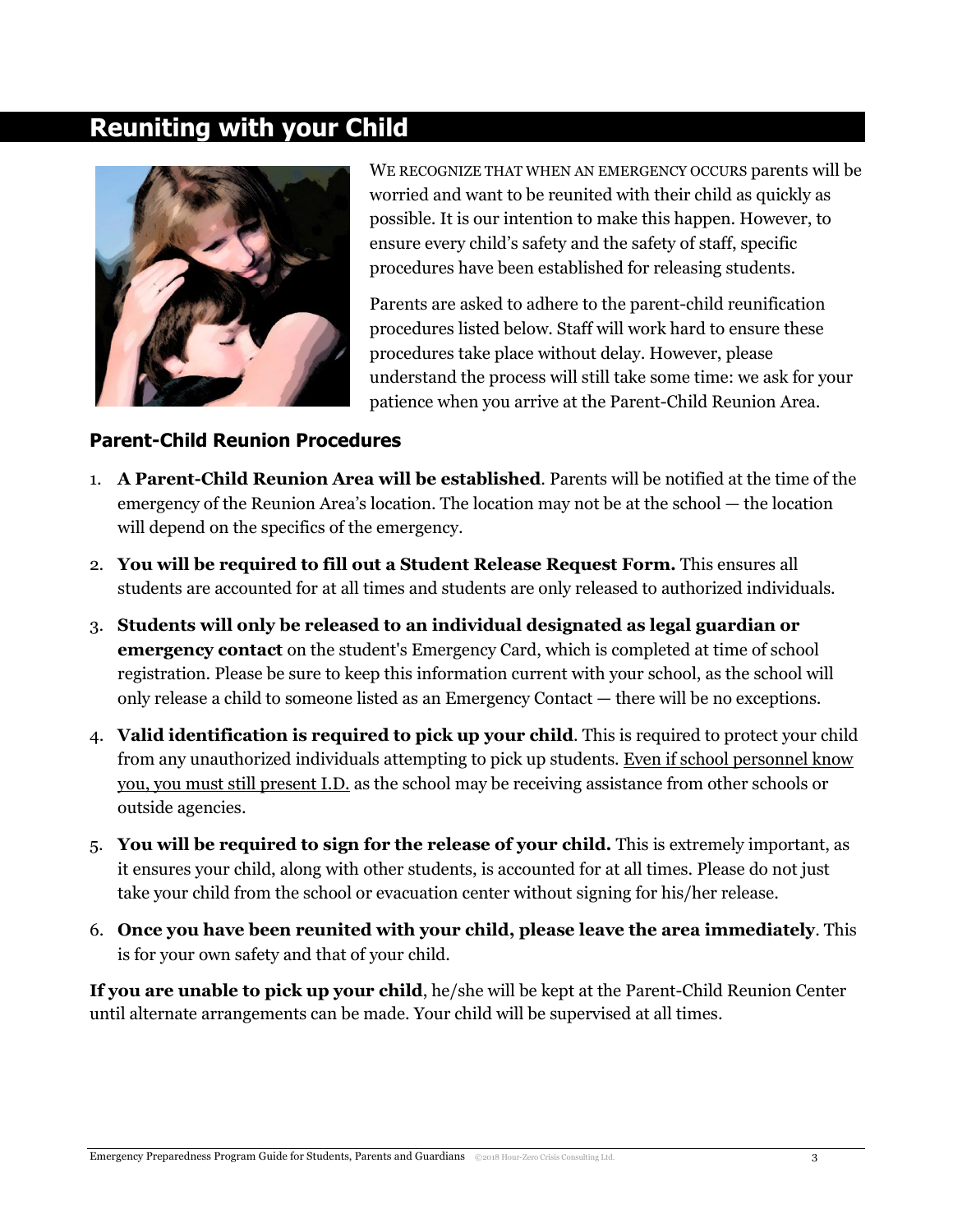## Reuniting with your Child

WE RECOGNIZE THAT WHEN AN EMERGENCY OCCURS parents will be worried and want to be reunited with their child as quickly as possible. It is our intention to make this happen. However, to ensure every child's safety and the safety of staff, specific procedures have been established for releasing students.

Parents are asked to adhere to the parent-child reunification procedures listed below. Staff will work hard to ensure these procedures take place without delay. However, please understand the process will still take some time: we ask for your patience when you arrive at the Parent-Child Reunion Area.

### Parent-Child Reunion Procedures

1. **A Parent-Child Reunion Area will be established**. Parents will be notified at the time of the emergency of the Reunion Area's location. The location may not be at the school — the location will depend on the specifics of the emergency.
2. **You will be required to fill out a Student Release Request Form.** This ensures all students are accounted for at all times and students are only released to authorized individuals.
3. **Students will only be released to an individual designated as legal guardian or emergency contact** on the student's Emergency Card, which is completed at time of school registration. Please be sure to keep this information current with your school, as the school will only release a child to someone listed as an Emergency Contact — there will be no exceptions.
4. **Valid identification is required to pick up your child**. This is required to protect your child from any unauthorized individuals attempting to pick up students. Even if school personnel know you, you must still present I.D. as the school may be receiving assistance from other schools or outside agencies.
5. **You will be required to sign for the release of your child.** This is extremely important, as it ensures your child, along with other students, is accounted for at all times. Please do not just take your child from the school or evacuation center without signing for his/her release.
6. **Once you have been reunited with your child, please leave the area immediately**. This is for your own safety and that of your child.

**If you are unable to pick up your child**, he/she will be kept at the Parent-Child Reunion Center until alternate arrangements can be made. Your child will be supervised at all times.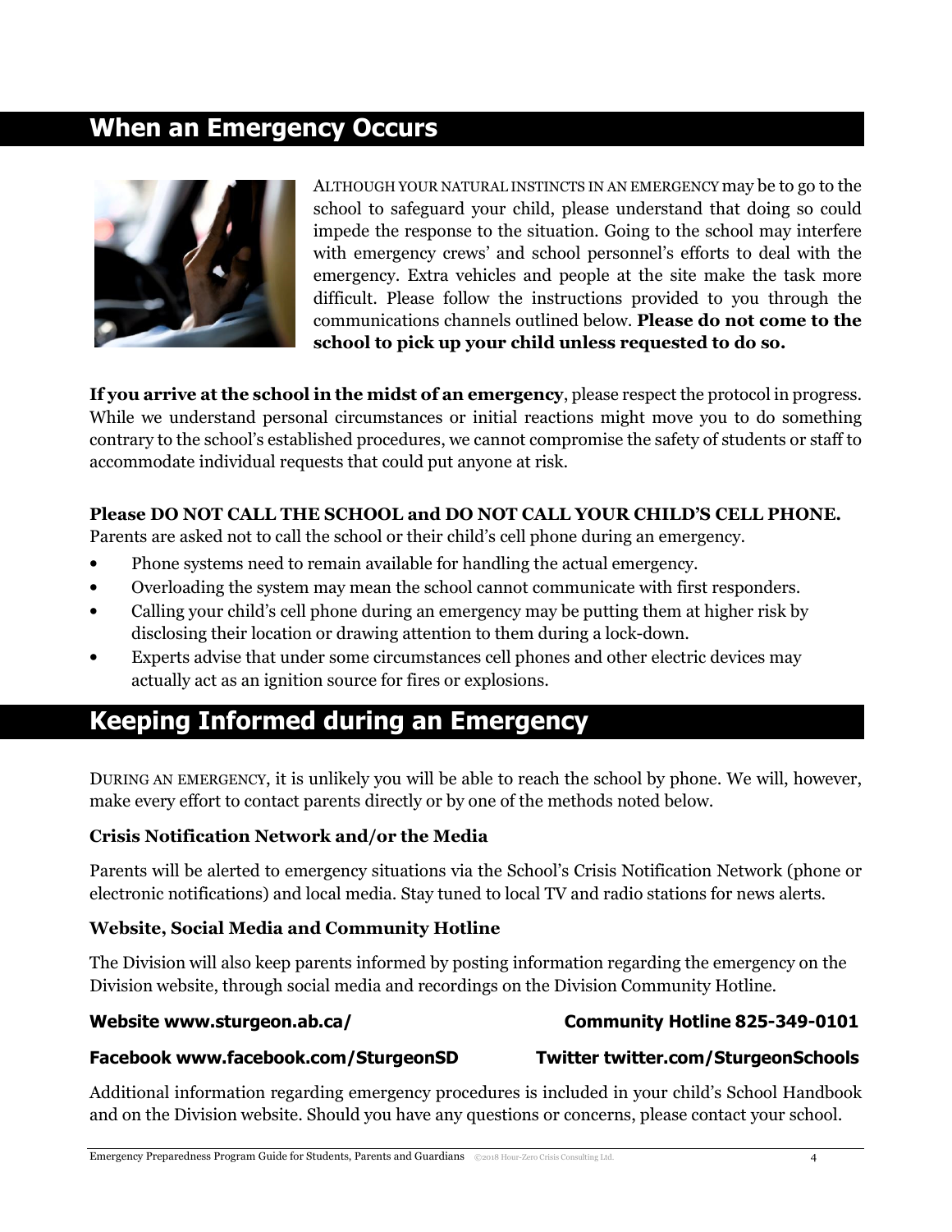## When an Emergency Occurs

ALTHOUGH YOUR NATURAL INSTINCTS IN AN EMERGENCY may be to go to the school to safeguard your child, please understand that doing so could impede the response to the situation. Going to the school may interfere with emergency crews' and school personnel's efforts to deal with the emergency. Extra vehicles and people at the site make the task more difficult. Please follow the instructions provided to you through the communications channels outlined below. **Please do not come to the school to pick up your child unless requested to do so.**

**If you arrive at the school in the midst of an emergency**, please respect the protocol in progress. While we understand personal circumstances or initial reactions might move you to do something contrary to the school's established procedures, we cannot compromise the safety of students or staff to accommodate individual requests that could put anyone at risk.

**Please DO NOT CALL THE SCHOOL and DO NOT CALL YOUR CHILD'S CELL PHONE.**
Parents are asked not to call the school or their child's cell phone during an emergency.

- Phone systems need to remain available for handling the actual emergency.
- Overloading the system may mean the school cannot communicate with first responders.
- Calling your child's cell phone during an emergency may be putting them at higher risk by disclosing their location or drawing attention to them during a lock-down.
- Experts advise that under some circumstances cell phones and other electric devices may actually act as an ignition source for fires or explosions.

## Keeping Informed during an Emergency

DURING AN EMERGENCY, it is unlikely you will be able to reach the school by phone. We will, however, make every effort to contact parents directly or by one of the methods noted below.

**Crisis Notification Network and/or the Media**

Parents will be alerted to emergency situations via the School's Crisis Notification Network (phone or electronic notifications) and local media. Stay tuned to local TV and radio stations for news alerts.

**Website, Social Media and Community Hotline**

The Division will also keep parents informed by posting information regarding the emergency on the Division website, through social media and recordings on the Division Community Hotline.

**Website www.sturgeon.ab.ca/**

**Community Hotline 825-349-0101**

**Facebook www.facebook.com/SturgeonSD**

**Twitter twitter.com/SturgeonSchools**

Additional information regarding emergency procedures is included in your child's School Handbook and on the Division website. Should you have any questions or concerns, please contact your school.